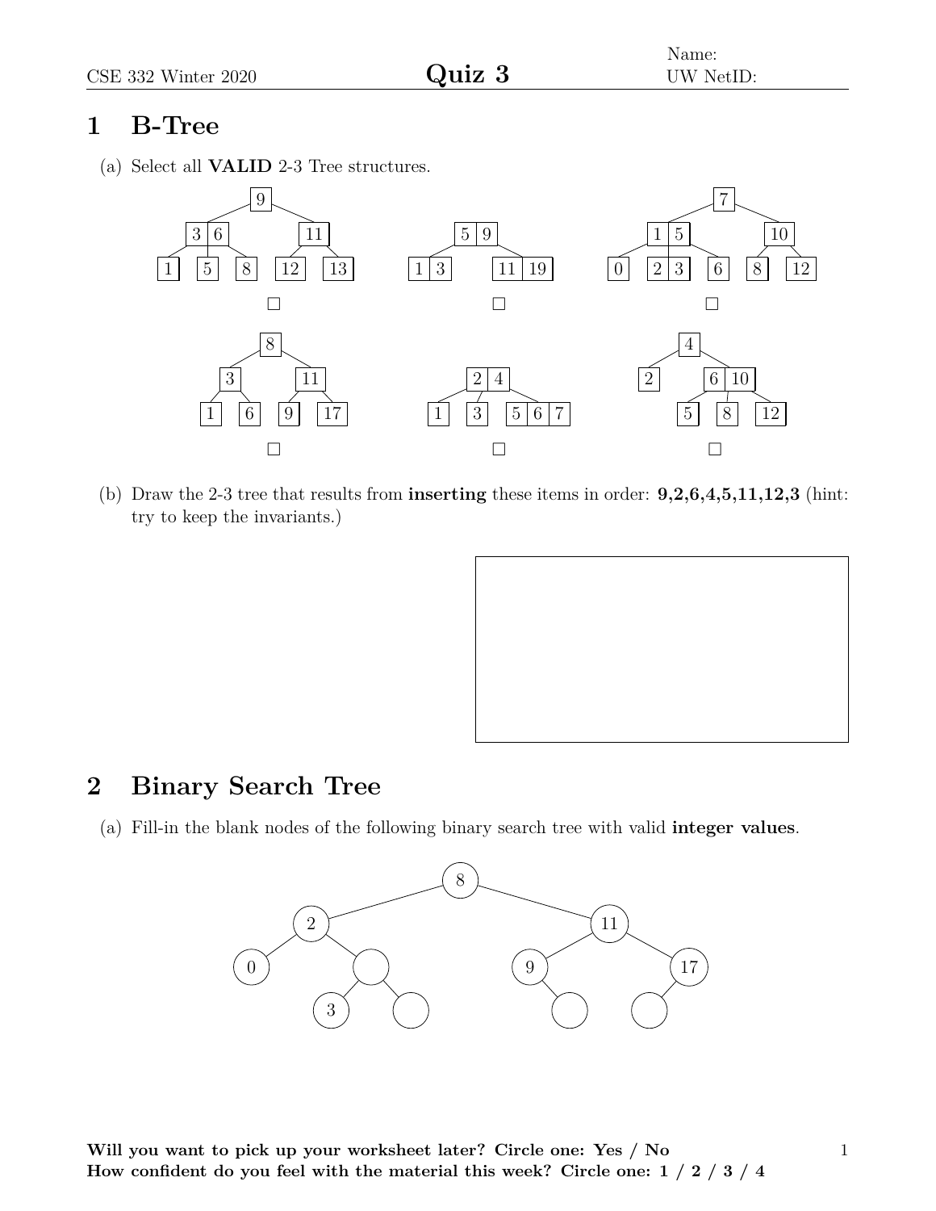## 1 B-Tree

(a) Select all **VALID** 2-3 Tree structures.

☐ ☐ ☐

☐ ☐ ☐

(b) Draw the 2-3 tree that results from **inserting** these items in order: **9,2,6,4,5,11,12,3** (hint: try to keep the invariants.)

## 2 Binary Search Tree

(a) Fill-in the blank nodes of the following binary search tree with valid **integer values**.

**Will you want to pick up your worksheet later? Circle one: Yes / No**
**How confident do you feel with the material this week? Circle one: 1 / 2 / 3 / 4**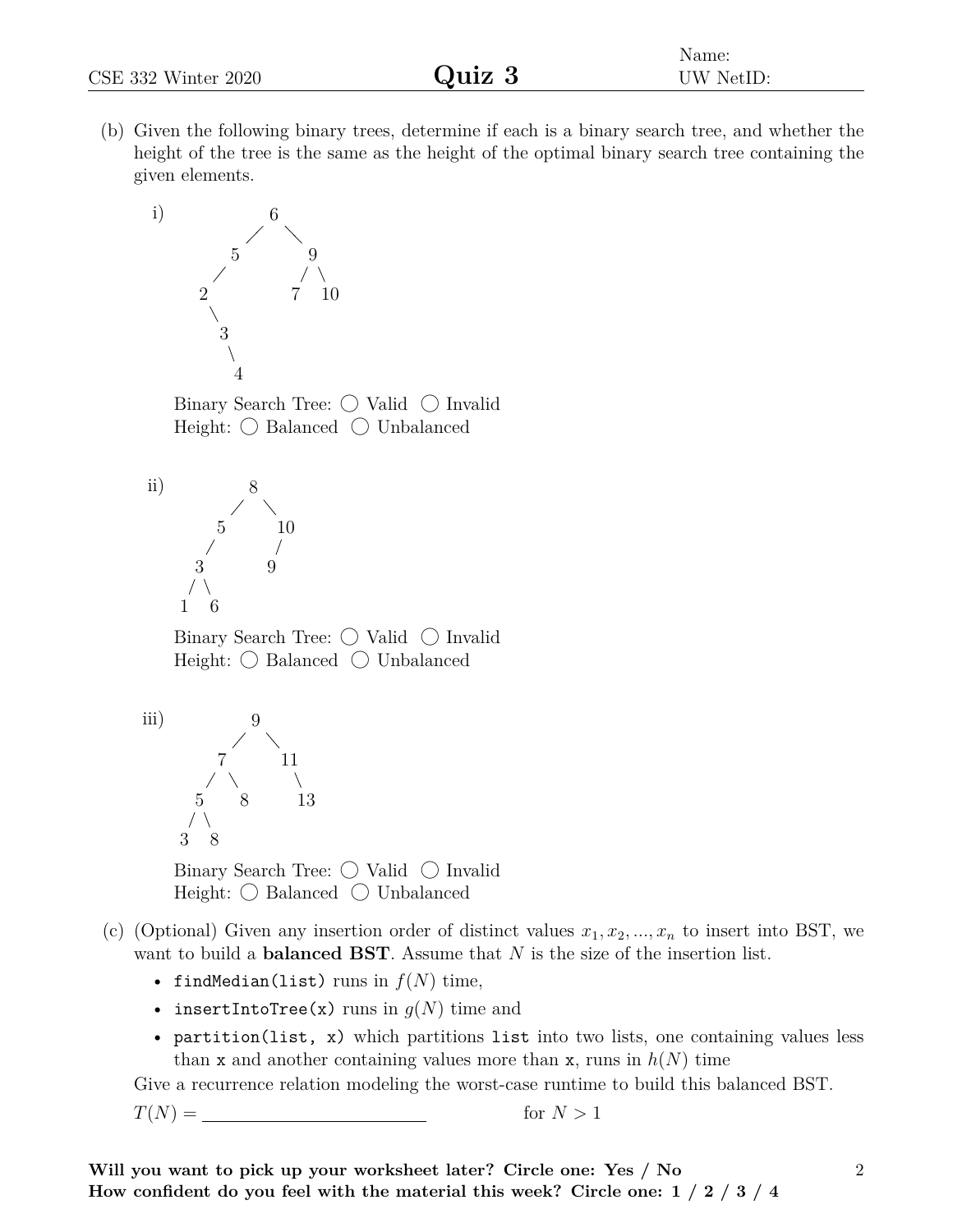(b) Given the following binary trees, determine if each is a binary search tree, and whether the height of the tree is the same as the height of the optimal binary search tree containing the given elements.

i)

```
          6
        /   \
      5       9
     /       / \
    2       7   10
     \
      3
       \
        4
```

Binary Search Tree: ◯ Valid ◯ Invalid
Height: ◯ Balanced ◯ Unbalanced

ii)

```
        8
       / \
      5   10
     /    /
    3    9
   / \
  1   6
```

Binary Search Tree: ◯ Valid ◯ Invalid
Height: ◯ Balanced ◯ Unbalanced

iii)

```
        9
       / \
      7   11
     / \    \
    5   8    13
   / \
  3   8
```

Binary Search Tree: ◯ Valid ◯ Invalid
Height: ◯ Balanced ◯ Unbalanced

(c) (Optional) Given any insertion order of distinct values $x_1, x_2, ..., x_n$ to insert into BST, we want to build a **balanced BST**. Assume that $N$ is the size of the insertion list.

- `findMedian(list)` runs in $f(N)$ time,
- `insertIntoTree(x)` runs in $g(N)$ time and
- `partition(list, x)` which partitions `list` into two lists, one containing values less than `x` and another containing values more than `x`, runs in $h(N)$ time

Give a recurrence relation modeling the worst-case runtime to build this balanced BST.

$T(N) =$ ______________________ for $N > 1$

**Will you want to pick up your worksheet later? Circle one: Yes / No**
**How confident do you feel with the material this week? Circle one: 1 / 2 / 3 / 4**